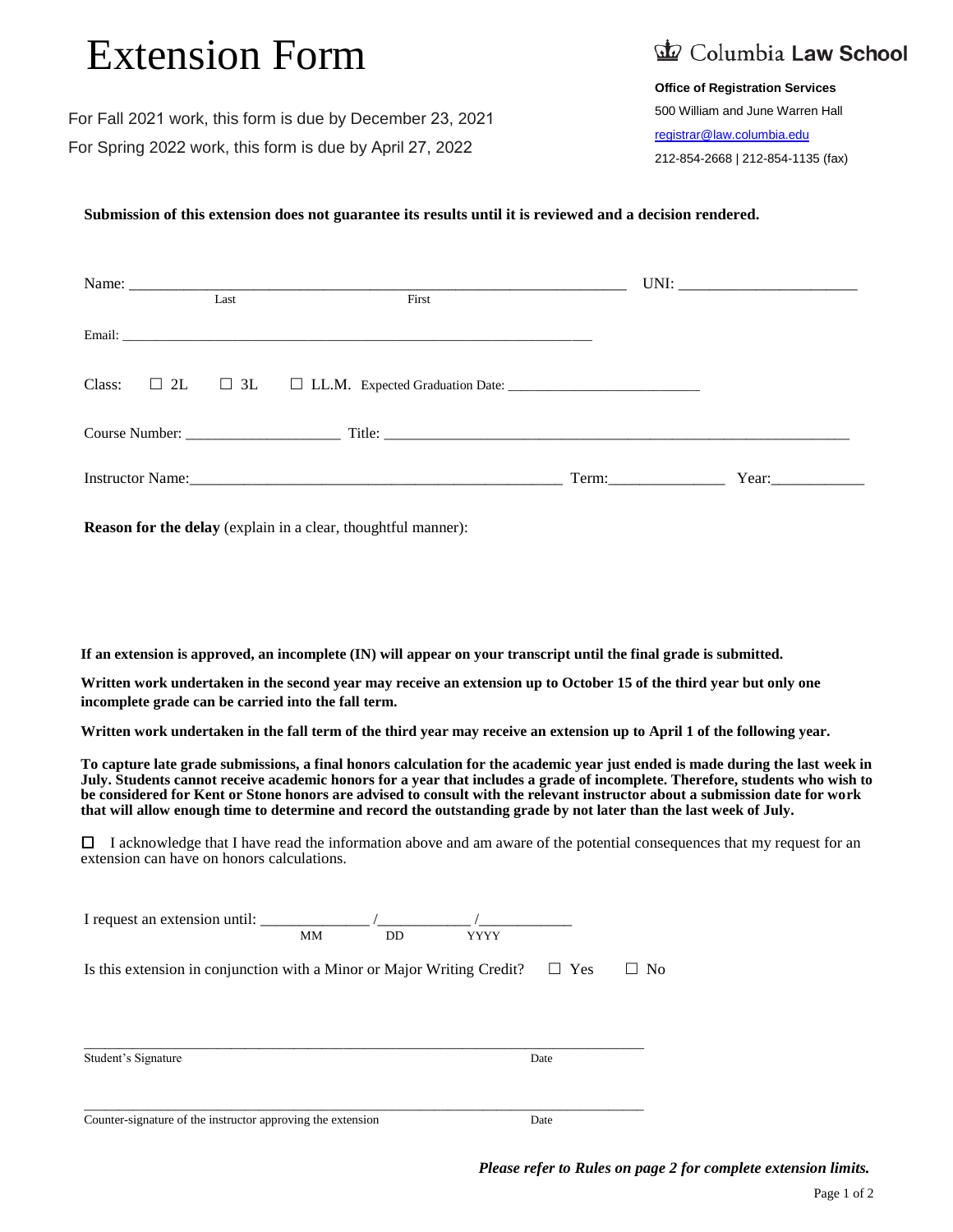# Extension Form

For Fall 2021 work, this form is due by December 23, 2021

For Spring 2022 work, this form is due by April 27, 2022

Columbia Law School

**Office of Registration Services**
500 William and June Warren Hall
registrar@law.columbia.edu
212-854-2668 | 212-854-1135 (fax)

**Submission of this extension does not guarantee its results until it is reviewed and a decision rendered.**

Name: ______________________________________________ UNI: ____________________
Last First

Email: ____________________________________________________________

Class: ☐ 2L ☐ 3L ☐ LL.M. Expected Graduation Date: ______________________

Course Number: __________________ Title: ____________________________________________

Instructor Name: ______________________________________ Term: ____________ Year: __________

**Reason for the delay** (explain in a clear, thoughtful manner):

**If an extension is approved, an incomplete (IN) will appear on your transcript until the final grade is submitted.**

**Written work undertaken in the second year may receive an extension up to October 15 of the third year but only one incomplete grade can be carried into the fall term.**

**Written work undertaken in the fall term of the third year may receive an extension up to April 1 of the following year.**

**To capture late grade submissions, a final honors calculation for the academic year just ended is made during the last week in July. Students cannot receive academic honors for a year that includes a grade of incomplete. Therefore, students who wish to be considered for Kent or Stone honors are advised to consult with the relevant instructor about a submission date for work that will allow enough time to determine and record the outstanding grade by not later than the last week of July.**

☐ I acknowledge that I have read the information above and am aware of the potential consequences that my request for an extension can have on honors calculations.

I request an extension until: ____________ /__________ /__________
MM DD YYYY

Is this extension in conjunction with a Minor or Major Writing Credit? ☐ Yes ☐ No

______________________________________________________________
Student's Signature Date

______________________________________________________________
Counter-signature of the instructor approving the extension Date

***Please refer to Rules on page 2 for complete extension limits.***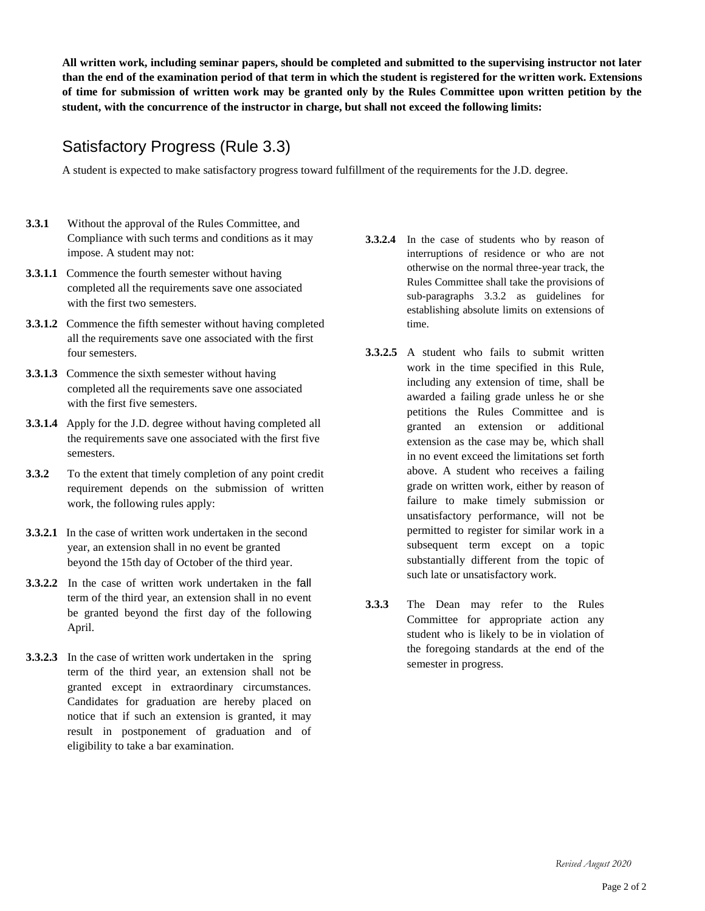**All written work, including seminar papers, should be completed and submitted to the supervising instructor not later than the end of the examination period of that term in which the student is registered for the written work. Extensions of time for submission of written work may be granted only by the Rules Committee upon written petition by the student, with the concurrence of the instructor in charge, but shall not exceed the following limits:**

## Satisfactory Progress (Rule 3.3)

A student is expected to make satisfactory progress toward fulfillment of the requirements for the J.D. degree.

**3.3.1** Without the approval of the Rules Committee, and Compliance with such terms and conditions as it may impose. A student may not:

**3.3.1.1** Commence the fourth semester without having completed all the requirements save one associated with the first two semesters.

**3.3.1.2** Commence the fifth semester without having completed all the requirements save one associated with the first four semesters.

**3.3.1.3** Commence the sixth semester without having completed all the requirements save one associated with the first five semesters.

**3.3.1.4** Apply for the J.D. degree without having completed all the requirements save one associated with the first five semesters.

**3.3.2** To the extent that timely completion of any point credit requirement depends on the submission of written work, the following rules apply:

**3.3.2.1** In the case of written work undertaken in the second year, an extension shall in no event be granted beyond the 15th day of October of the third year.

**3.3.2.2** In the case of written work undertaken in the fall term of the third year, an extension shall in no event be granted beyond the first day of the following April.

**3.3.2.3** In the case of written work undertaken in the spring term of the third year, an extension shall not be granted except in extraordinary circumstances. Candidates for graduation are hereby placed on notice that if such an extension is granted, it may result in postponement of graduation and of eligibility to take a bar examination.

**3.3.2.4** In the case of students who by reason of interruptions of residence or who are not otherwise on the normal three-year track, the Rules Committee shall take the provisions of sub-paragraphs 3.3.2 as guidelines for establishing absolute limits on extensions of time.

**3.3.2.5** A student who fails to submit written work in the time specified in this Rule, including any extension of time, shall be awarded a failing grade unless he or she petitions the Rules Committee and is granted an extension or additional extension as the case may be, which shall in no event exceed the limitations set forth above. A student who receives a failing grade on written work, either by reason of failure to make timely submission or unsatisfactory performance, will not be permitted to register for similar work in a subsequent term except on a topic substantially different from the topic of such late or unsatisfactory work.

**3.3.3** The Dean may refer to the Rules Committee for appropriate action any student who is likely to be in violation of the foregoing standards at the end of the semester in progress.

*Revised August 2020*